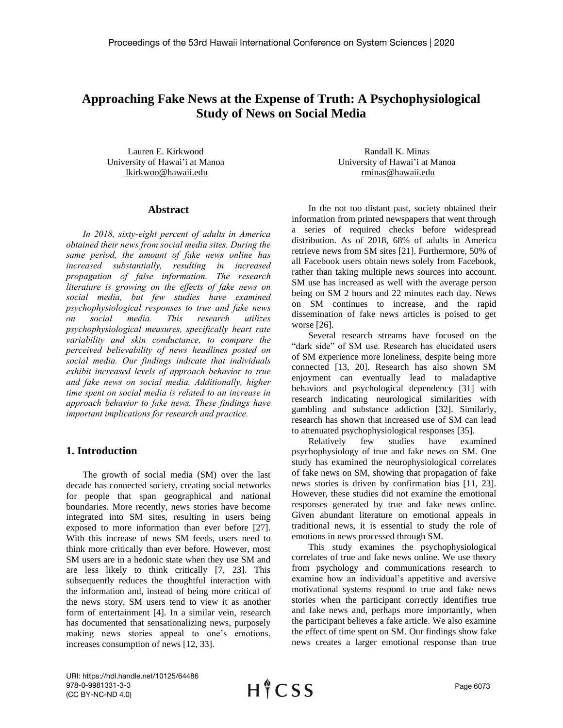# Approaching Fake News at the Expense of Truth: A Psychophysiological Study of News on Social Media

Lauren E. Kirkwood
University of Hawai'i at Manoa
lkirkwoo@hawaii.edu

Randall K. Minas
University of Hawai'i at Manoa
rminas@hawaii.edu

## Abstract

*In 2018, sixty-eight percent of adults in America obtained their news from social media sites. During the same period, the amount of fake news online has increased substantially, resulting in increased propagation of false information. The research literature is growing on the effects of fake news on social media, but few studies have examined psychophysiological responses to true and fake news on social media. This research utilizes psychophysiological measures, specifically heart rate variability and skin conductance, to compare the perceived believability of news headlines posted on social media. Our findings indicate that individuals exhibit increased levels of approach behavior to true and fake news on social media. Additionally, higher time spent on social media is related to an increase in approach behavior to fake news. These findings have important implications for research and practice.*

## 1. Introduction

The growth of social media (SM) over the last decade has connected society, creating social networks for people that span geographical and national boundaries. More recently, news stories have become integrated into SM sites, resulting in users being exposed to more information than ever before [27]. With this increase of news SM feeds, users need to think more critically than ever before. However, most SM users are in a hedonic state when they use SM and are less likely to think critically [7, 23]. This subsequently reduces the thoughtful interaction with the information and, instead of being more critical of the news story, SM users tend to view it as another form of entertainment [4]. In a similar vein, research has documented that sensationalizing news, purposely making news stories appeal to one's emotions, increases consumption of news [12, 33].

In the not too distant past, society obtained their information from printed newspapers that went through a series of required checks before widespread distribution. As of 2018, 68% of adults in America retrieve news from SM sites [21]. Furthermore, 50% of all Facebook users obtain news solely from Facebook, rather than taking multiple news sources into account. SM use has increased as well with the average person being on SM 2 hours and 22 minutes each day. News on SM continues to increase, and the rapid dissemination of fake news articles is poised to get worse [26].

Several research streams have focused on the "dark side" of SM use. Research has elucidated users of SM experience more loneliness, despite being more connected [13, 20]. Research has also shown SM enjoyment can eventually lead to maladaptive behaviors and psychological dependency [31] with research indicating neurological similarities with gambling and substance addiction [32]. Similarly, research has shown that increased use of SM can lead to attenuated psychophysiological responses [35].

Relatively few studies have examined psychophysiology of true and fake news on SM. One study has examined the neurophysiological correlates of fake news on SM, showing that propagation of fake news stories is driven by confirmation bias [11, 23]. However, these studies did not examine the emotional responses generated by true and fake news online. Given abundant literature on emotional appeals in traditional news, it is essential to study the role of emotions in news processed through SM.

This study examines the psychophysiological correlates of true and fake news online. We use theory from psychology and communications research to examine how an individual's appetitive and aversive motivational systems respond to true and fake news stories when the participant correctly identifies true and fake news and, perhaps more importantly, when the participant believes a fake article. We also examine the effect of time spent on SM. Our findings show fake news creates a larger emotional response than true

URI: https://hdl.handle.net/10125/64486
978-0-9981331-3-3
(CC BY-NC-ND 4.0)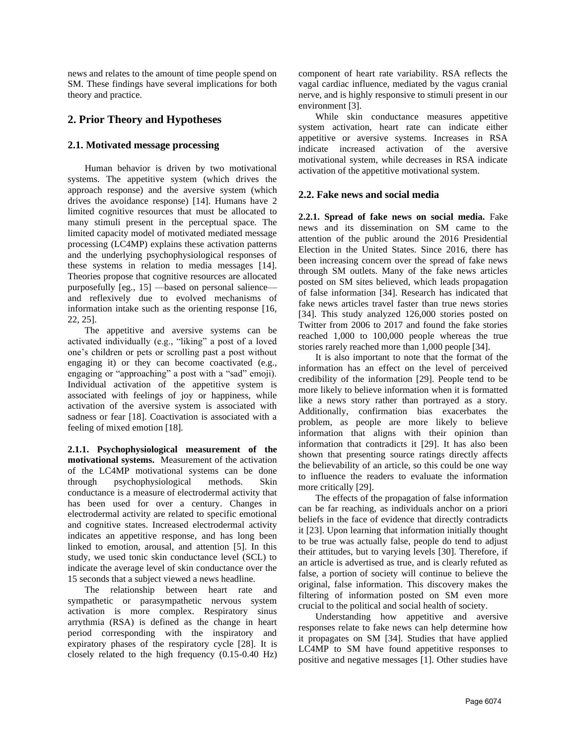news and relates to the amount of time people spend on SM. These findings have several implications for both theory and practice.

## 2. Prior Theory and Hypotheses

### 2.1. Motivated message processing

Human behavior is driven by two motivational systems. The appetitive system (which drives the approach response) and the aversive system (which drives the avoidance response) [14]. Humans have 2 limited cognitive resources that must be allocated to many stimuli present in the perceptual space. The limited capacity model of motivated mediated message processing (LC4MP) explains these activation patterns and the underlying psychophysiological responses of these systems in relation to media messages [14]. Theories propose that cognitive resources are allocated purposefully [eg., 15] —based on personal salience— and reflexively due to evolved mechanisms of information intake such as the orienting response [16, 22, 25].

The appetitive and aversive systems can be activated individually (e.g., "liking" a post of a loved one's children or pets or scrolling past a post without engaging it) or they can become coactivated (e.g., engaging or "approaching" a post with a "sad" emoji). Individual activation of the appetitive system is associated with feelings of joy or happiness, while activation of the aversive system is associated with sadness or fear [18]. Coactivation is associated with a feeling of mixed emotion [18].

**2.1.1. Psychophysiological measurement of the motivational systems.** Measurement of the activation of the LC4MP motivational systems can be done through psychophysiological methods. Skin conductance is a measure of electrodermal activity that has been used for over a century. Changes in electrodermal activity are related to specific emotional and cognitive states. Increased electrodermal activity indicates an appetitive response, and has long been linked to emotion, arousal, and attention [5]. In this study, we used tonic skin conductance level (SCL) to indicate the average level of skin conductance over the 15 seconds that a subject viewed a news headline.

The relationship between heart rate and sympathetic or parasympathetic nervous system activation is more complex. Respiratory sinus arrythmia (RSA) is defined as the change in heart period corresponding with the inspiratory and expiratory phases of the respiratory cycle [28]. It is closely related to the high frequency (0.15-0.40 Hz) component of heart rate variability. RSA reflects the vagal cardiac influence, mediated by the vagus cranial nerve, and is highly responsive to stimuli present in our environment [3].

While skin conductance measures appetitive system activation, heart rate can indicate either appetitive or aversive systems. Increases in RSA indicate increased activation of the aversive motivational system, while decreases in RSA indicate activation of the appetitive motivational system.

### 2.2. Fake news and social media

**2.2.1. Spread of fake news on social media.** Fake news and its dissemination on SM came to the attention of the public around the 2016 Presidential Election in the United States. Since 2016, there has been increasing concern over the spread of fake news through SM outlets. Many of the fake news articles posted on SM sites believed, which leads propagation of false information [34]. Research has indicated that fake news articles travel faster than true news stories [34]. This study analyzed 126,000 stories posted on Twitter from 2006 to 2017 and found the fake stories reached 1,000 to 100,000 people whereas the true stories rarely reached more than 1,000 people [34].

It is also important to note that the format of the information has an effect on the level of perceived credibility of the information [29]. People tend to be more likely to believe information when it is formatted like a news story rather than portrayed as a story. Additionally, confirmation bias exacerbates the problem, as people are more likely to believe information that aligns with their opinion than information that contradicts it [29]. It has also been shown that presenting source ratings directly affects the believability of an article, so this could be one way to influence the readers to evaluate the information more critically [29].

The effects of the propagation of false information can be far reaching, as individuals anchor on a priori beliefs in the face of evidence that directly contradicts it [23]. Upon learning that information initially thought to be true was actually false, people do tend to adjust their attitudes, but to varying levels [30]. Therefore, if an article is advertised as true, and is clearly refuted as false, a portion of society will continue to believe the original, false information. This discovery makes the filtering of information posted on SM even more crucial to the political and social health of society.

Understanding how appetitive and aversive responses relate to fake news can help determine how it propagates on SM [34]. Studies that have applied LC4MP to SM have found appetitive responses to positive and negative messages [1]. Other studies have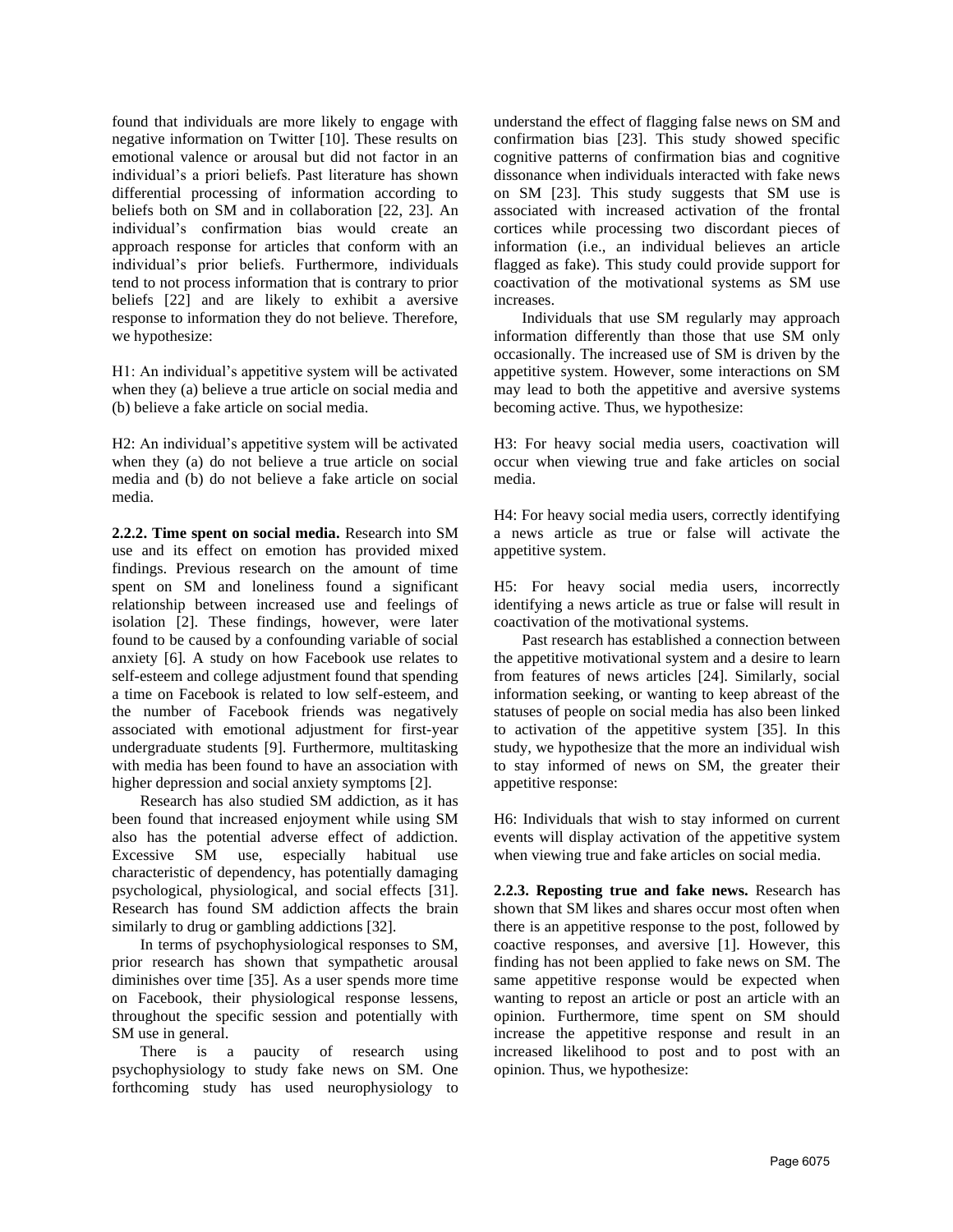found that individuals are more likely to engage with negative information on Twitter [10]. These results on emotional valence or arousal but did not factor in an individual's a priori beliefs. Past literature has shown differential processing of information according to beliefs both on SM and in collaboration [22, 23]. An individual's confirmation bias would create an approach response for articles that conform with an individual's prior beliefs. Furthermore, individuals tend to not process information that is contrary to prior beliefs [22] and are likely to exhibit a aversive response to information they do not believe. Therefore, we hypothesize:

H1: An individual's appetitive system will be activated when they (a) believe a true article on social media and (b) believe a fake article on social media.

H2: An individual's appetitive system will be activated when they (a) do not believe a true article on social media and (b) do not believe a fake article on social media.

**2.2.2. Time spent on social media.** Research into SM use and its effect on emotion has provided mixed findings. Previous research on the amount of time spent on SM and loneliness found a significant relationship between increased use and feelings of isolation [2]. These findings, however, were later found to be caused by a confounding variable of social anxiety [6]. A study on how Facebook use relates to self-esteem and college adjustment found that spending a time on Facebook is related to low self-esteem, and the number of Facebook friends was negatively associated with emotional adjustment for first-year undergraduate students [9]. Furthermore, multitasking with media has been found to have an association with higher depression and social anxiety symptoms [2].

Research has also studied SM addiction, as it has been found that increased enjoyment while using SM also has the potential adverse effect of addiction. Excessive SM use, especially habitual use characteristic of dependency, has potentially damaging psychological, physiological, and social effects [31]. Research has found SM addiction affects the brain similarly to drug or gambling addictions [32].

In terms of psychophysiological responses to SM, prior research has shown that sympathetic arousal diminishes over time [35]. As a user spends more time on Facebook, their physiological response lessens, throughout the specific session and potentially with SM use in general.

There is a paucity of research using psychophysiology to study fake news on SM. One forthcoming study has used neurophysiology to understand the effect of flagging false news on SM and confirmation bias [23]. This study showed specific cognitive patterns of confirmation bias and cognitive dissonance when individuals interacted with fake news on SM [23]. This study suggests that SM use is associated with increased activation of the frontal cortices while processing two discordant pieces of information (i.e., an individual believes an article flagged as fake). This study could provide support for coactivation of the motivational systems as SM use increases.

Individuals that use SM regularly may approach information differently than those that use SM only occasionally. The increased use of SM is driven by the appetitive system. However, some interactions on SM may lead to both the appetitive and aversive systems becoming active. Thus, we hypothesize:

H3: For heavy social media users, coactivation will occur when viewing true and fake articles on social media.

H4: For heavy social media users, correctly identifying a news article as true or false will activate the appetitive system.

H5: For heavy social media users, incorrectly identifying a news article as true or false will result in coactivation of the motivational systems.

Past research has established a connection between the appetitive motivational system and a desire to learn from features of news articles [24]. Similarly, social information seeking, or wanting to keep abreast of the statuses of people on social media has also been linked to activation of the appetitive system [35]. In this study, we hypothesize that the more an individual wish to stay informed of news on SM, the greater their appetitive response:

H6: Individuals that wish to stay informed on current events will display activation of the appetitive system when viewing true and fake articles on social media.

**2.2.3. Reposting true and fake news.** Research has shown that SM likes and shares occur most often when there is an appetitive response to the post, followed by coactive responses, and aversive [1]. However, this finding has not been applied to fake news on SM. The same appetitive response would be expected when wanting to repost an article or post an article with an opinion. Furthermore, time spent on SM should increase the appetitive response and result in an increased likelihood to post and to post with an opinion. Thus, we hypothesize: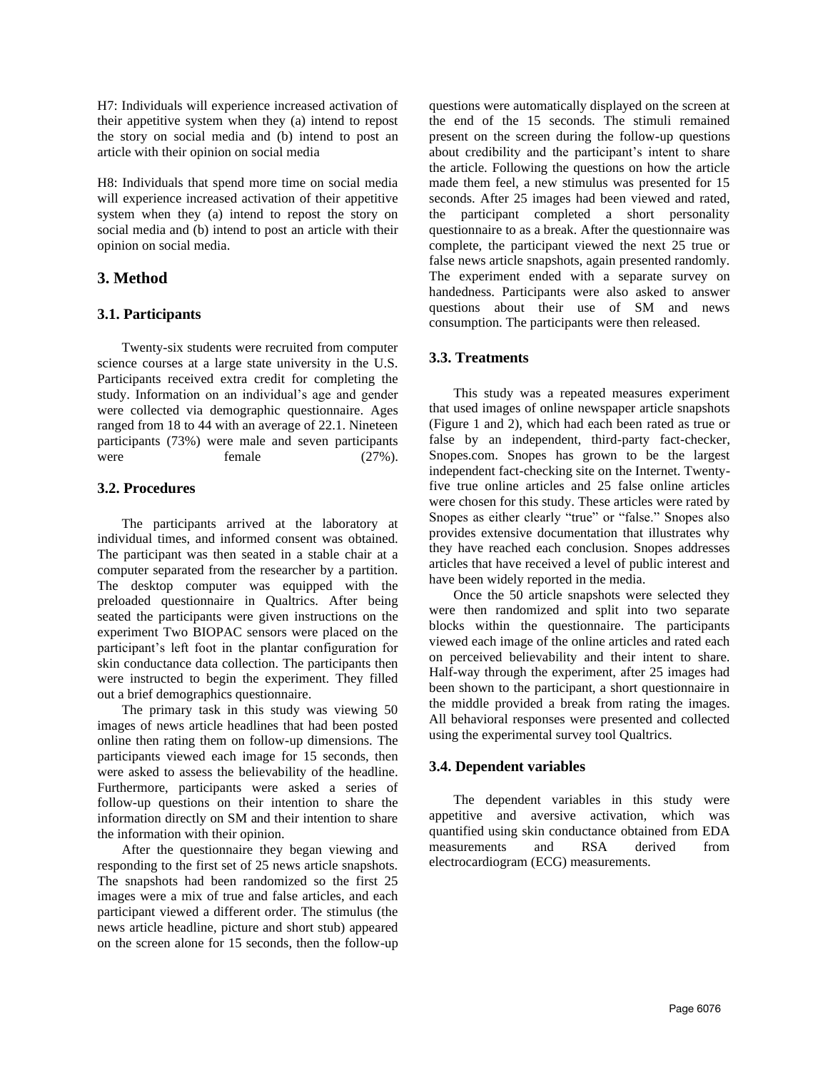H7: Individuals will experience increased activation of their appetitive system when they (a) intend to repost the story on social media and (b) intend to post an article with their opinion on social media

H8: Individuals that spend more time on social media will experience increased activation of their appetitive system when they (a) intend to repost the story on social media and (b) intend to post an article with their opinion on social media.

## 3. Method

### 3.1. Participants

Twenty-six students were recruited from computer science courses at a large state university in the U.S. Participants received extra credit for completing the study. Information on an individual's age and gender were collected via demographic questionnaire. Ages ranged from 18 to 44 with an average of 22.1. Nineteen participants (73%) were male and seven participants were female (27%).

### 3.2. Procedures

The participants arrived at the laboratory at individual times, and informed consent was obtained. The participant was then seated in a stable chair at a computer separated from the researcher by a partition. The desktop computer was equipped with the preloaded questionnaire in Qualtrics. After being seated the participants were given instructions on the experiment Two BIOPAC sensors were placed on the participant's left foot in the plantar configuration for skin conductance data collection. The participants then were instructed to begin the experiment. They filled out a brief demographics questionnaire.

The primary task in this study was viewing 50 images of news article headlines that had been posted online then rating them on follow-up dimensions. The participants viewed each image for 15 seconds, then were asked to assess the believability of the headline. Furthermore, participants were asked a series of follow-up questions on their intention to share the information directly on SM and their intention to share the information with their opinion.

After the questionnaire they began viewing and responding to the first set of 25 news article snapshots. The snapshots had been randomized so the first 25 images were a mix of true and false articles, and each participant viewed a different order. The stimulus (the news article headline, picture and short stub) appeared on the screen alone for 15 seconds, then the follow-up questions were automatically displayed on the screen at the end of the 15 seconds. The stimuli remained present on the screen during the follow-up questions about credibility and the participant's intent to share the article. Following the questions on how the article made them feel, a new stimulus was presented for 15 seconds. After 25 images had been viewed and rated, the participant completed a short personality questionnaire to as a break. After the questionnaire was complete, the participant viewed the next 25 true or false news article snapshots, again presented randomly. The experiment ended with a separate survey on handedness. Participants were also asked to answer questions about their use of SM and news consumption. The participants were then released.

### 3.3. Treatments

This study was a repeated measures experiment that used images of online newspaper article snapshots (Figure 1 and 2), which had each been rated as true or false by an independent, third-party fact-checker, Snopes.com. Snopes has grown to be the largest independent fact-checking site on the Internet. Twenty-five true online articles and 25 false online articles were chosen for this study. These articles were rated by Snopes as either clearly "true" or "false." Snopes also provides extensive documentation that illustrates why they have reached each conclusion. Snopes addresses articles that have received a level of public interest and have been widely reported in the media.

Once the 50 article snapshots were selected they were then randomized and split into two separate blocks within the questionnaire. The participants viewed each image of the online articles and rated each on perceived believability and their intent to share. Half-way through the experiment, after 25 images had been shown to the participant, a short questionnaire in the middle provided a break from rating the images. All behavioral responses were presented and collected using the experimental survey tool Qualtrics.

### 3.4. Dependent variables

The dependent variables in this study were appetitive and aversive activation, which was quantified using skin conductance obtained from EDA measurements and RSA derived from electrocardiogram (ECG) measurements.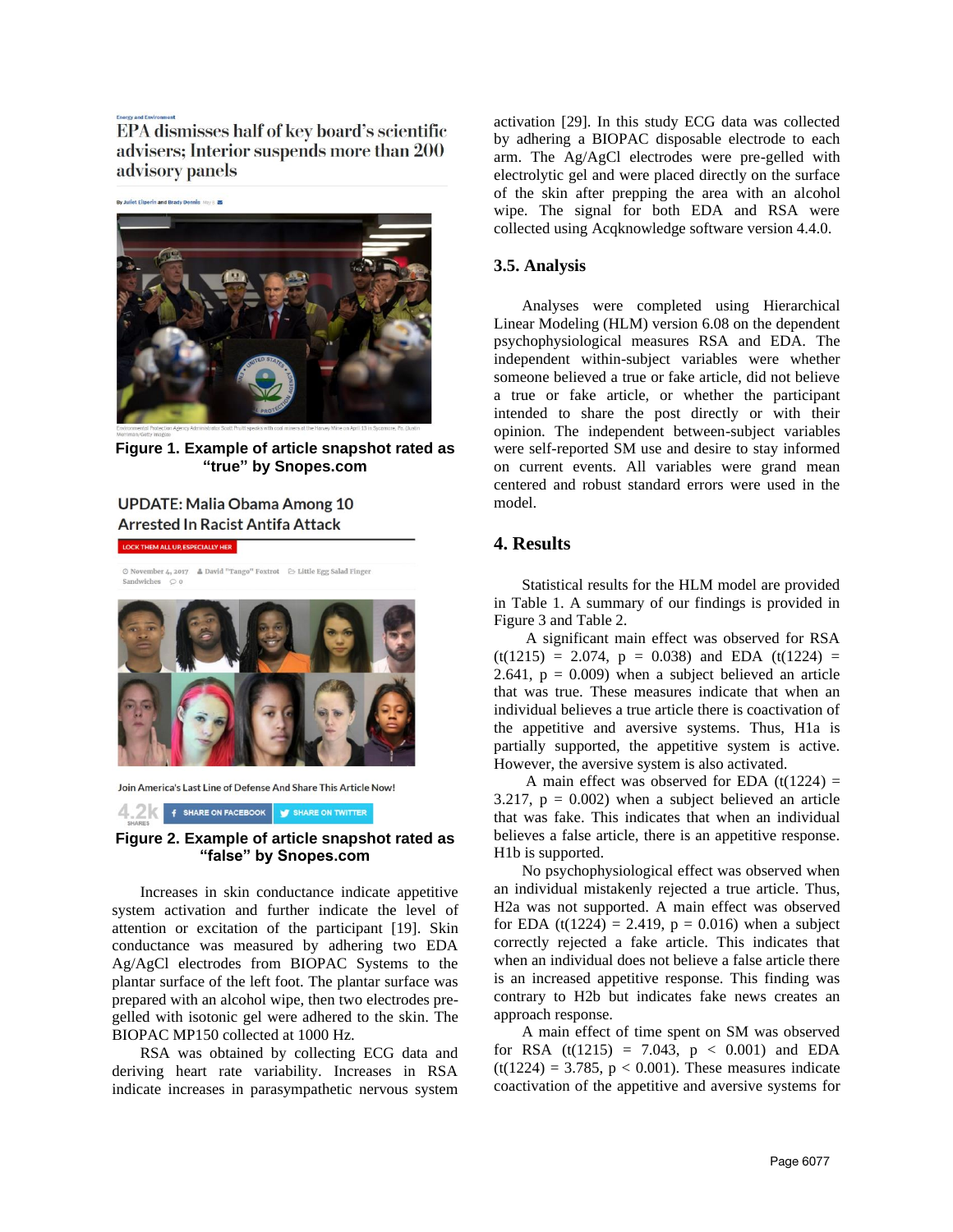Figure 1. Example of article snapshot rated as "true" by Snopes.com

Figure 2. Example of article snapshot rated as "false" by Snopes.com

Increases in skin conductance indicate appetitive system activation and further indicate the level of attention or excitation of the participant [19]. Skin conductance was measured by adhering two EDA Ag/AgCl electrodes from BIOPAC Systems to the plantar surface of the left foot. The plantar surface was prepared with an alcohol wipe, then two electrodes pre-gelled with isotonic gel were adhered to the skin. The BIOPAC MP150 collected at 1000 Hz.

RSA was obtained by collecting ECG data and deriving heart rate variability. Increases in RSA indicate increases in parasympathetic nervous system activation [29]. In this study ECG data was collected by adhering a BIOPAC disposable electrode to each arm. The Ag/AgCl electrodes were pre-gelled with electrolytic gel and were placed directly on the surface of the skin after prepping the area with an alcohol wipe. The signal for both EDA and RSA were collected using Acqknowledge software version 4.4.0.

### 3.5. Analysis

Analyses were completed using Hierarchical Linear Modeling (HLM) version 6.08 on the dependent psychophysiological measures RSA and EDA. The independent within-subject variables were whether someone believed a true or fake article, did not believe a true or fake article, or whether the participant intended to share the post directly or with their opinion. The independent between-subject variables were self-reported SM use and desire to stay informed on current events. All variables were grand mean centered and robust standard errors were used in the model.

## 4. Results

Statistical results for the HLM model are provided in Table 1. A summary of our findings is provided in Figure 3 and Table 2.

A significant main effect was observed for RSA ($t(1215) = 2.074$, $p = 0.038$) and EDA ($t(1224) = 2.641$, $p = 0.009$) when a subject believed an article that was true. These measures indicate that when an individual believes a true article there is coactivation of the appetitive and aversive systems. Thus, H1a is partially supported, the appetitive system is active. However, the aversive system is also activated.

A main effect was observed for EDA ($t(1224) = 3.217$, $p = 0.002$) when a subject believed an article that was fake. This indicates that when an individual believes a false article, there is an appetitive response. H1b is supported.

No psychophysiological effect was observed when an individual mistakenly rejected a true article. Thus, H2a was not supported. A main effect was observed for EDA ($t(1224) = 2.419$, $p = 0.016$) when a subject correctly rejected a fake article. This indicates that when an individual does not believe a false article there is an increased appetitive response. This finding was contrary to H2b but indicates fake news creates an approach response.

A main effect of time spent on SM was observed for RSA ($t(1215) = 7.043$, $p < 0.001$) and EDA ($t(1224) = 3.785$, $p < 0.001$). These measures indicate coactivation of the appetitive and aversive systems for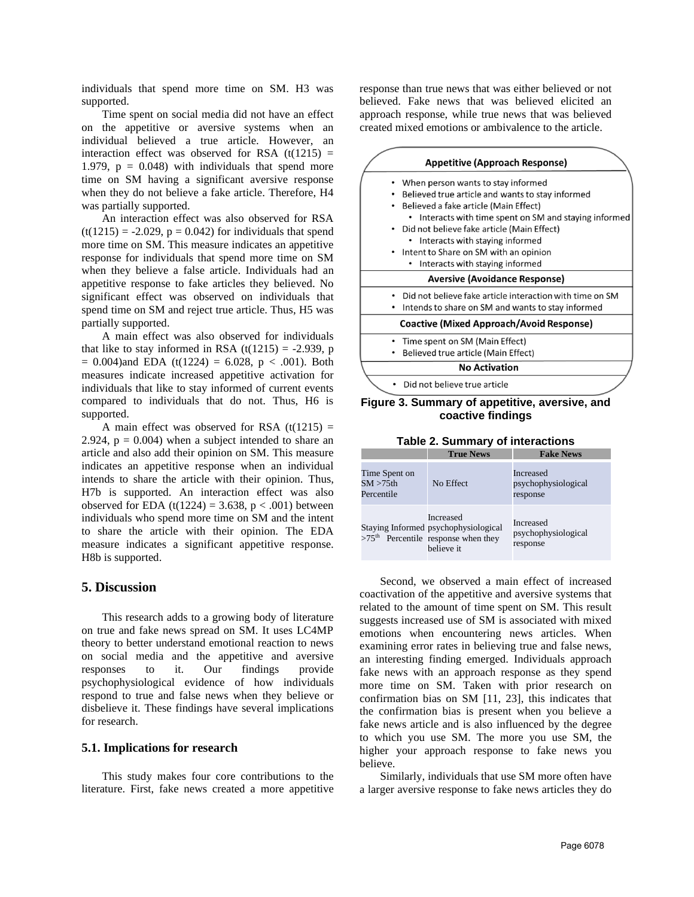individuals that spend more time on SM. H3 was supported.

Time spent on social media did not have an effect on the appetitive or aversive systems when an individual believed a true article. However, an interaction effect was observed for RSA ($t(1215) = 1.979$, $p = 0.048$) with individuals that spend more time on SM having a significant aversive response when they do not believe a fake article. Therefore, H4 was partially supported.

An interaction effect was also observed for RSA ($t(1215) = -2.029$, $p = 0.042$) for individuals that spend more time on SM. This measure indicates an appetitive response for individuals that spend more time on SM when they believe a false article. Individuals had an appetitive response to fake articles they believed. No significant effect was observed on individuals that spend time on SM and reject true article. Thus, H5 was partially supported.

A main effect was also observed for individuals that like to stay informed in RSA ($t(1215) = -2.939$, $p = 0.004$)and EDA ($t(1224) = 6.028$, $p < .001$). Both measures indicate increased appetitive activation for individuals that like to stay informed of current events compared to individuals that do not. Thus, H6 is supported.

A main effect was observed for RSA ($t(1215) = 2.924$, $p = 0.004$) when a subject intended to share an article and also add their opinion on SM. This measure indicates an appetitive response when an individual intends to share the article with their opinion. Thus, H7b is supported. An interaction effect was also observed for EDA ($t(1224) = 3.638$, $p < .001$) between individuals who spend more time on SM and the intent to share the article with their opinion. The EDA measure indicates a significant appetitive response. H8b is supported.

## 5. Discussion

This research adds to a growing body of literature on true and fake news spread on SM. It uses LC4MP theory to better understand emotional reaction to news on social media and the appetitive and aversive responses to it. Our findings provide psychophysiological evidence of how individuals respond to true and false news when they believe or disbelieve it. These findings have several implications for research.

### 5.1. Implications for research

This study makes four core contributions to the literature. First, fake news created a more appetitive response than true news that was either believed or not believed. Fake news that was believed elicited an approach response, while true news that was believed created mixed emotions or ambivalence to the article.

**Appetitive (Approach Response)**

- When person wants to stay informed
- Believed true article and wants to stay informed
- Believed a fake article (Main Effect)
  - Interacts with time spent on SM and staying informed
- Did not believe fake article (Main Effect)
  - Interacts with staying informed
- Intent to Share on SM with an opinion
  - Interacts with staying informed

**Aversive (Avoidance Response)**

- Did not believe fake article interaction with time on SM
- Intends to share on SM and wants to stay informed

**Coactive (Mixed Approach/Avoid Response)**

- Time spent on SM (Main Effect)
- Believed true article (Main Effect)

**No Activation**

- Did not believe true article

**Figure 3. Summary of appetitive, aversive, and coactive findings**

**Table 2. Summary of interactions**

| | True News | Fake News |
|---|---|---|
| Time Spent on SM >75th Percentile | No Effect | Increased psychophysiological response |
| Staying Informed >75th Percentile | Increased psychophysiological response when they believe it | Increased psychophysiological response |

Second, we observed a main effect of increased coactivation of the appetitive and aversive systems that related to the amount of time spent on SM. This result suggests increased use of SM is associated with mixed emotions when encountering news articles. When examining error rates in believing true and false news, an interesting finding emerged. Individuals approach fake news with an approach response as they spend more time on SM. Taken with prior research on confirmation bias on SM [11, 23], this indicates that the confirmation bias is present when you believe a fake news article and is also influenced by the degree to which you use SM. The more you use SM, the higher your approach response to fake news you believe.

Similarly, individuals that use SM more often have a larger aversive response to fake news articles they do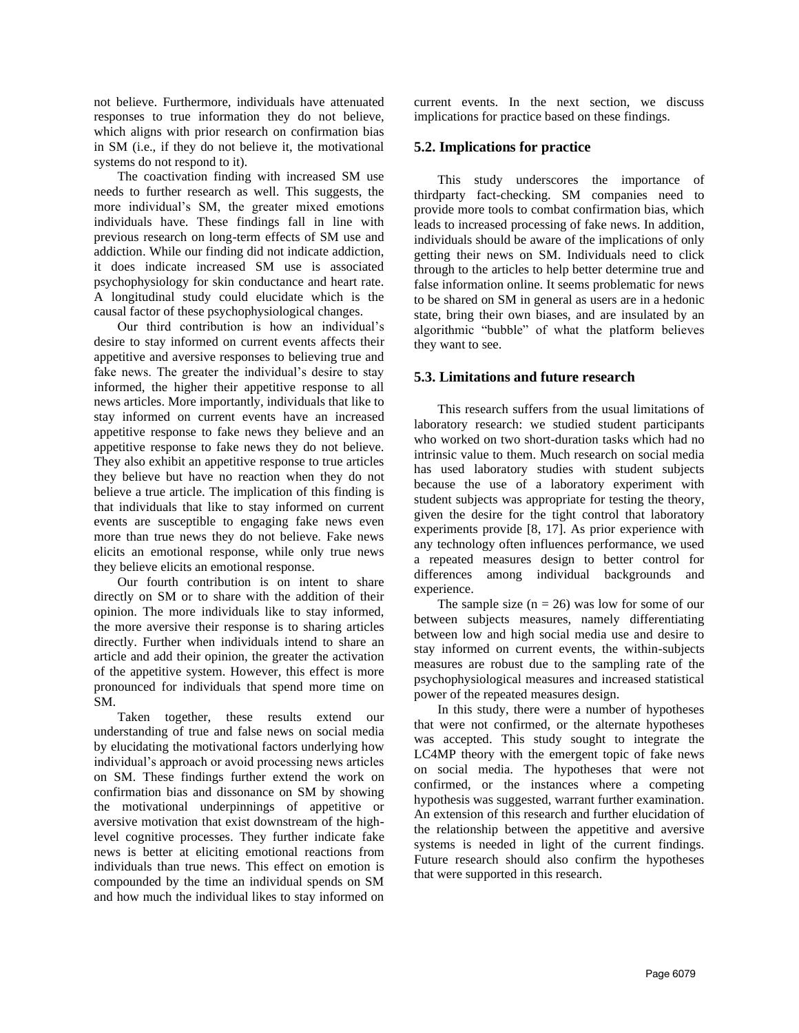not believe. Furthermore, individuals have attenuated responses to true information they do not believe, which aligns with prior research on confirmation bias in SM (i.e., if they do not believe it, the motivational systems do not respond to it).

The coactivation finding with increased SM use needs to further research as well. This suggests, the more individual's SM, the greater mixed emotions individuals have. These findings fall in line with previous research on long-term effects of SM use and addiction. While our finding did not indicate addiction, it does indicate increased SM use is associated psychophysiology for skin conductance and heart rate. A longitudinal study could elucidate which is the causal factor of these psychophysiological changes.

Our third contribution is how an individual's desire to stay informed on current events affects their appetitive and aversive responses to believing true and fake news. The greater the individual's desire to stay informed, the higher their appetitive response to all news articles. More importantly, individuals that like to stay informed on current events have an increased appetitive response to fake news they believe and an appetitive response to fake news they do not believe. They also exhibit an appetitive response to true articles they believe but have no reaction when they do not believe a true article. The implication of this finding is that individuals that like to stay informed on current events are susceptible to engaging fake news even more than true news they do not believe. Fake news elicits an emotional response, while only true news they believe elicits an emotional response.

Our fourth contribution is on intent to share directly on SM or to share with the addition of their opinion. The more individuals like to stay informed, the more aversive their response is to sharing articles directly. Further when individuals intend to share an article and add their opinion, the greater the activation of the appetitive system. However, this effect is more pronounced for individuals that spend more time on SM.

Taken together, these results extend our understanding of true and false news on social media by elucidating the motivational factors underlying how individual's approach or avoid processing news articles on SM. These findings further extend the work on confirmation bias and dissonance on SM by showing the motivational underpinnings of appetitive or aversive motivation that exist downstream of the high-level cognitive processes. They further indicate fake news is better at eliciting emotional reactions from individuals than true news. This effect on emotion is compounded by the time an individual spends on SM and how much the individual likes to stay informed on current events. In the next section, we discuss implications for practice based on these findings.

## 5.2. Implications for practice

This study underscores the importance of thirdparty fact-checking. SM companies need to provide more tools to combat confirmation bias, which leads to increased processing of fake news. In addition, individuals should be aware of the implications of only getting their news on SM. Individuals need to click through to the articles to help better determine true and false information online. It seems problematic for news to be shared on SM in general as users are in a hedonic state, bring their own biases, and are insulated by an algorithmic "bubble" of what the platform believes they want to see.

## 5.3. Limitations and future research

This research suffers from the usual limitations of laboratory research: we studied student participants who worked on two short-duration tasks which had no intrinsic value to them. Much research on social media has used laboratory studies with student subjects because the use of a laboratory experiment with student subjects was appropriate for testing the theory, given the desire for the tight control that laboratory experiments provide [8, 17]. As prior experience with any technology often influences performance, we used a repeated measures design to better control for differences among individual backgrounds and experience.

The sample size ($n = 26$) was low for some of our between subjects measures, namely differentiating between low and high social media use and desire to stay informed on current events, the within-subjects measures are robust due to the sampling rate of the psychophysiological measures and increased statistical power of the repeated measures design.

In this study, there were a number of hypotheses that were not confirmed, or the alternate hypotheses was accepted. This study sought to integrate the LC4MP theory with the emergent topic of fake news on social media. The hypotheses that were not confirmed, or the instances where a competing hypothesis was suggested, warrant further examination. An extension of this research and further elucidation of the relationship between the appetitive and aversive systems is needed in light of the current findings. Future research should also confirm the hypotheses that were supported in this research.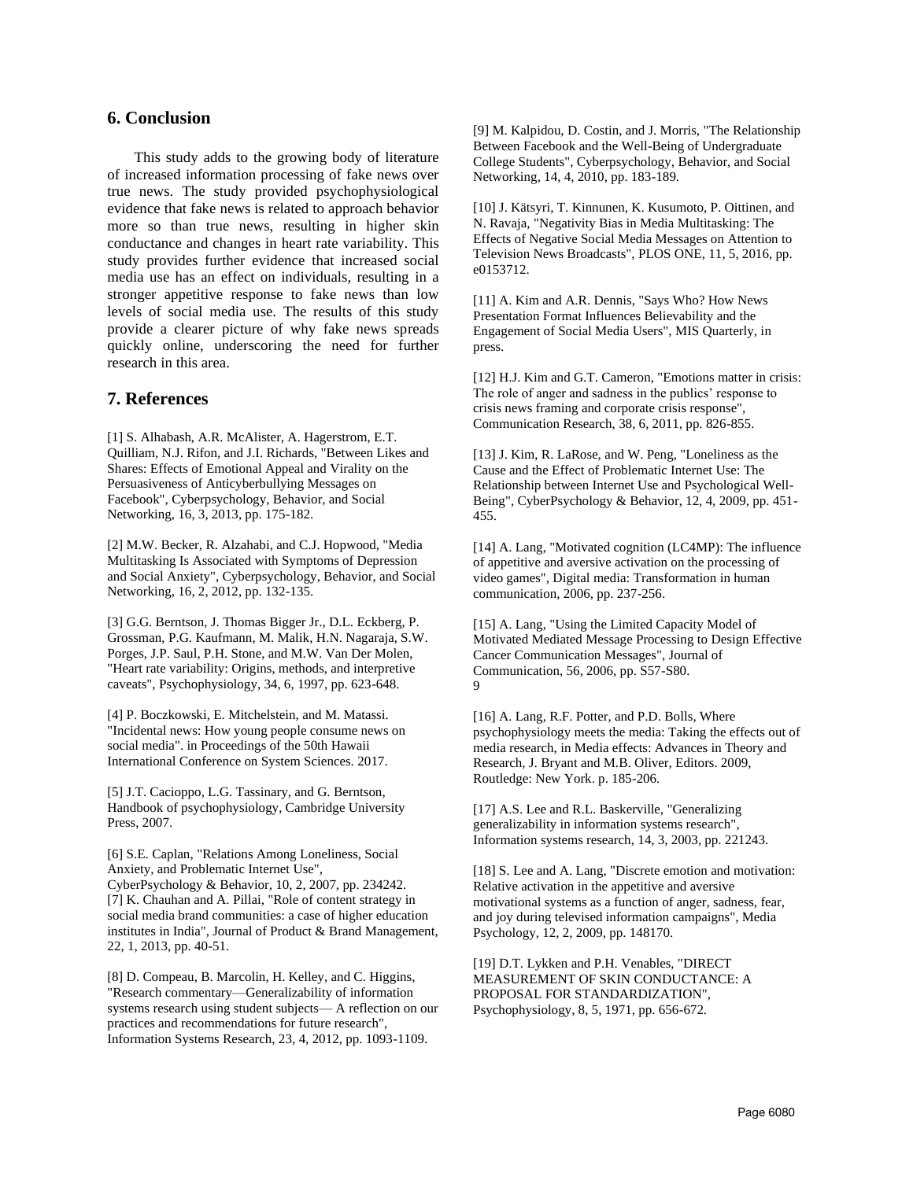## 6. Conclusion

This study adds to the growing body of literature of increased information processing of fake news over true news. The study provided psychophysiological evidence that fake news is related to approach behavior more so than true news, resulting in higher skin conductance and changes in heart rate variability. This study provides further evidence that increased social media use has an effect on individuals, resulting in a stronger appetitive response to fake news than low levels of social media use. The results of this study provide a clearer picture of why fake news spreads quickly online, underscoring the need for further research in this area.

## 7. References

[1] S. Alhabash, A.R. McAlister, A. Hagerstrom, E.T. Quilliam, N.J. Rifon, and J.I. Richards, "Between Likes and Shares: Effects of Emotional Appeal and Virality on the Persuasiveness of Anticyberbullying Messages on Facebook", Cyberpsychology, Behavior, and Social Networking, 16, 3, 2013, pp. 175-182.

[2] M.W. Becker, R. Alzahabi, and C.J. Hopwood, "Media Multitasking Is Associated with Symptoms of Depression and Social Anxiety", Cyberpsychology, Behavior, and Social Networking, 16, 2, 2012, pp. 132-135.

[3] G.G. Berntson, J. Thomas Bigger Jr., D.L. Eckberg, P. Grossman, P.G. Kaufmann, M. Malik, H.N. Nagaraja, S.W. Porges, J.P. Saul, P.H. Stone, and M.W. Van Der Molen, "Heart rate variability: Origins, methods, and interpretive caveats", Psychophysiology, 34, 6, 1997, pp. 623-648.

[4] P. Boczkowski, E. Mitchelstein, and M. Matassi. "Incidental news: How young people consume news on social media". in Proceedings of the 50th Hawaii International Conference on System Sciences. 2017.

[5] J.T. Cacioppo, L.G. Tassinary, and G. Berntson, Handbook of psychophysiology, Cambridge University Press, 2007.

[6] S.E. Caplan, "Relations Among Loneliness, Social Anxiety, and Problematic Internet Use", CyberPsychology & Behavior, 10, 2, 2007, pp. 234242.

[7] K. Chauhan and A. Pillai, "Role of content strategy in social media brand communities: a case of higher education institutes in India", Journal of Product & Brand Management, 22, 1, 2013, pp. 40-51.

[8] D. Compeau, B. Marcolin, H. Kelley, and C. Higgins, "Research commentary—Generalizability of information systems research using student subjects— A reflection on our practices and recommendations for future research", Information Systems Research, 23, 4, 2012, pp. 1093-1109.

[9] M. Kalpidou, D. Costin, and J. Morris, "The Relationship Between Facebook and the Well-Being of Undergraduate College Students", Cyberpsychology, Behavior, and Social Networking, 14, 4, 2010, pp. 183-189.

[10] J. Kätsyri, T. Kinnunen, K. Kusumoto, P. Oittinen, and N. Ravaja, "Negativity Bias in Media Multitasking: The Effects of Negative Social Media Messages on Attention to Television News Broadcasts", PLOS ONE, 11, 5, 2016, pp. e0153712.

[11] A. Kim and A.R. Dennis, "Says Who? How News Presentation Format Influences Believability and the Engagement of Social Media Users", MIS Quarterly, in press.

[12] H.J. Kim and G.T. Cameron, "Emotions matter in crisis: The role of anger and sadness in the publics' response to crisis news framing and corporate crisis response", Communication Research, 38, 6, 2011, pp. 826-855.

[13] J. Kim, R. LaRose, and W. Peng, "Loneliness as the Cause and the Effect of Problematic Internet Use: The Relationship between Internet Use and Psychological Well-Being", CyberPsychology & Behavior, 12, 4, 2009, pp. 451-455.

[14] A. Lang, "Motivated cognition (LC4MP): The influence of appetitive and aversive activation on the processing of video games", Digital media: Transformation in human communication, 2006, pp. 237-256.

[15] A. Lang, "Using the Limited Capacity Model of Motivated Mediated Message Processing to Design Effective Cancer Communication Messages", Journal of Communication, 56, 2006, pp. S57-S80.
9

[16] A. Lang, R.F. Potter, and P.D. Bolls, Where psychophysiology meets the media: Taking the effects out of media research, in Media effects: Advances in Theory and Research, J. Bryant and M.B. Oliver, Editors. 2009, Routledge: New York. p. 185-206.

[17] A.S. Lee and R.L. Baskerville, "Generalizing generalizability in information systems research", Information systems research, 14, 3, 2003, pp. 221243.

[18] S. Lee and A. Lang, "Discrete emotion and motivation: Relative activation in the appetitive and aversive motivational systems as a function of anger, sadness, fear, and joy during televised information campaigns", Media Psychology, 12, 2, 2009, pp. 148170.

[19] D.T. Lykken and P.H. Venables, "DIRECT MEASUREMENT OF SKIN CONDUCTANCE: A PROPOSAL FOR STANDARDIZATION", Psychophysiology, 8, 5, 1971, pp. 656-672.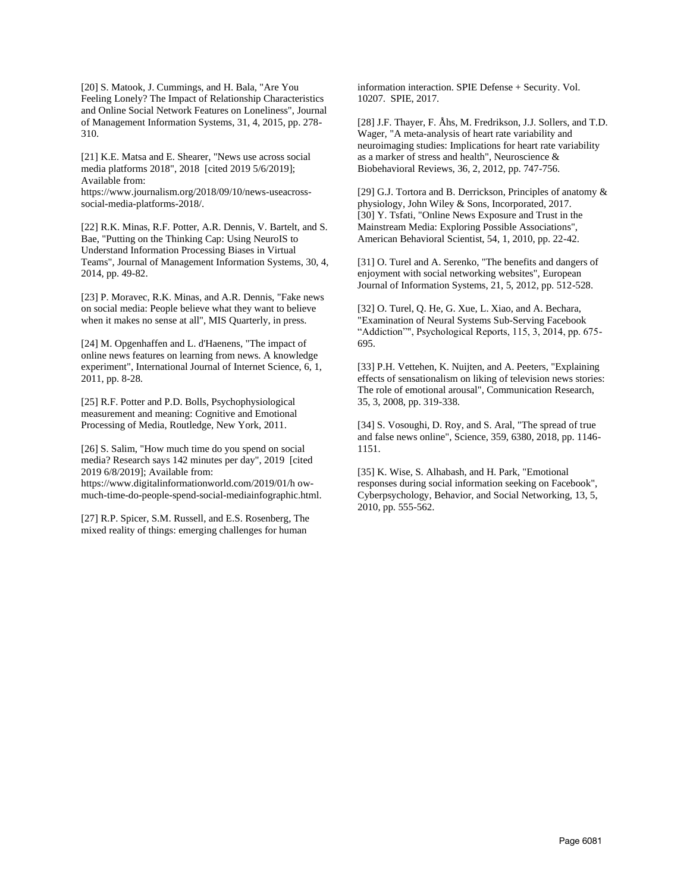[20] S. Matook, J. Cummings, and H. Bala, "Are You Feeling Lonely? The Impact of Relationship Characteristics and Online Social Network Features on Loneliness", Journal of Management Information Systems, 31, 4, 2015, pp. 278-310.

[21] K.E. Matsa and E. Shearer, "News use across social media platforms 2018", 2018 [cited 2019 5/6/2019]; Available from: https://www.journalism.org/2018/09/10/news-useacross-social-media-platforms-2018/.

[22] R.K. Minas, R.F. Potter, A.R. Dennis, V. Bartelt, and S. Bae, "Putting on the Thinking Cap: Using NeuroIS to Understand Information Processing Biases in Virtual Teams", Journal of Management Information Systems, 30, 4, 2014, pp. 49-82.

[23] P. Moravec, R.K. Minas, and A.R. Dennis, "Fake news on social media: People believe what they want to believe when it makes no sense at all", MIS Quarterly, in press.

[24] M. Opgenhaffen and L. d'Haenens, "The impact of online news features on learning from news. A knowledge experiment", International Journal of Internet Science, 6, 1, 2011, pp. 8-28.

[25] R.F. Potter and P.D. Bolls, Psychophysiological measurement and meaning: Cognitive and Emotional Processing of Media, Routledge, New York, 2011.

[26] S. Salim, "How much time do you spend on social media? Research says 142 minutes per day", 2019 [cited 2019 6/8/2019]; Available from: https://www.digitalinformationworld.com/2019/01/h ow-much-time-do-people-spend-social-mediainfographic.html.

[27] R.P. Spicer, S.M. Russell, and E.S. Rosenberg, The mixed reality of things: emerging challenges for human information interaction. SPIE Defense + Security. Vol. 10207. SPIE, 2017.

[28] J.F. Thayer, F. Åhs, M. Fredrikson, J.J. Sollers, and T.D. Wager, "A meta-analysis of heart rate variability and neuroimaging studies: Implications for heart rate variability as a marker of stress and health", Neuroscience & Biobehavioral Reviews, 36, 2, 2012, pp. 747-756.

[29] G.J. Tortora and B. Derrickson, Principles of anatomy & physiology, John Wiley & Sons, Incorporated, 2017.

[30] Y. Tsfati, "Online News Exposure and Trust in the Mainstream Media: Exploring Possible Associations", American Behavioral Scientist, 54, 1, 2010, pp. 22-42.

[31] O. Turel and A. Serenko, "The benefits and dangers of enjoyment with social networking websites", European Journal of Information Systems, 21, 5, 2012, pp. 512-528.

[32] O. Turel, Q. He, G. Xue, L. Xiao, and A. Bechara, "Examination of Neural Systems Sub-Serving Facebook "Addiction"", Psychological Reports, 115, 3, 2014, pp. 675-695.

[33] P.H. Vettehen, K. Nuijten, and A. Peeters, "Explaining effects of sensationalism on liking of television news stories: The role of emotional arousal", Communication Research, 35, 3, 2008, pp. 319-338.

[34] S. Vosoughi, D. Roy, and S. Aral, "The spread of true and false news online", Science, 359, 6380, 2018, pp. 1146-1151.

[35] K. Wise, S. Alhabash, and H. Park, "Emotional responses during social information seeking on Facebook", Cyberpsychology, Behavior, and Social Networking, 13, 5, 2010, pp. 555-562.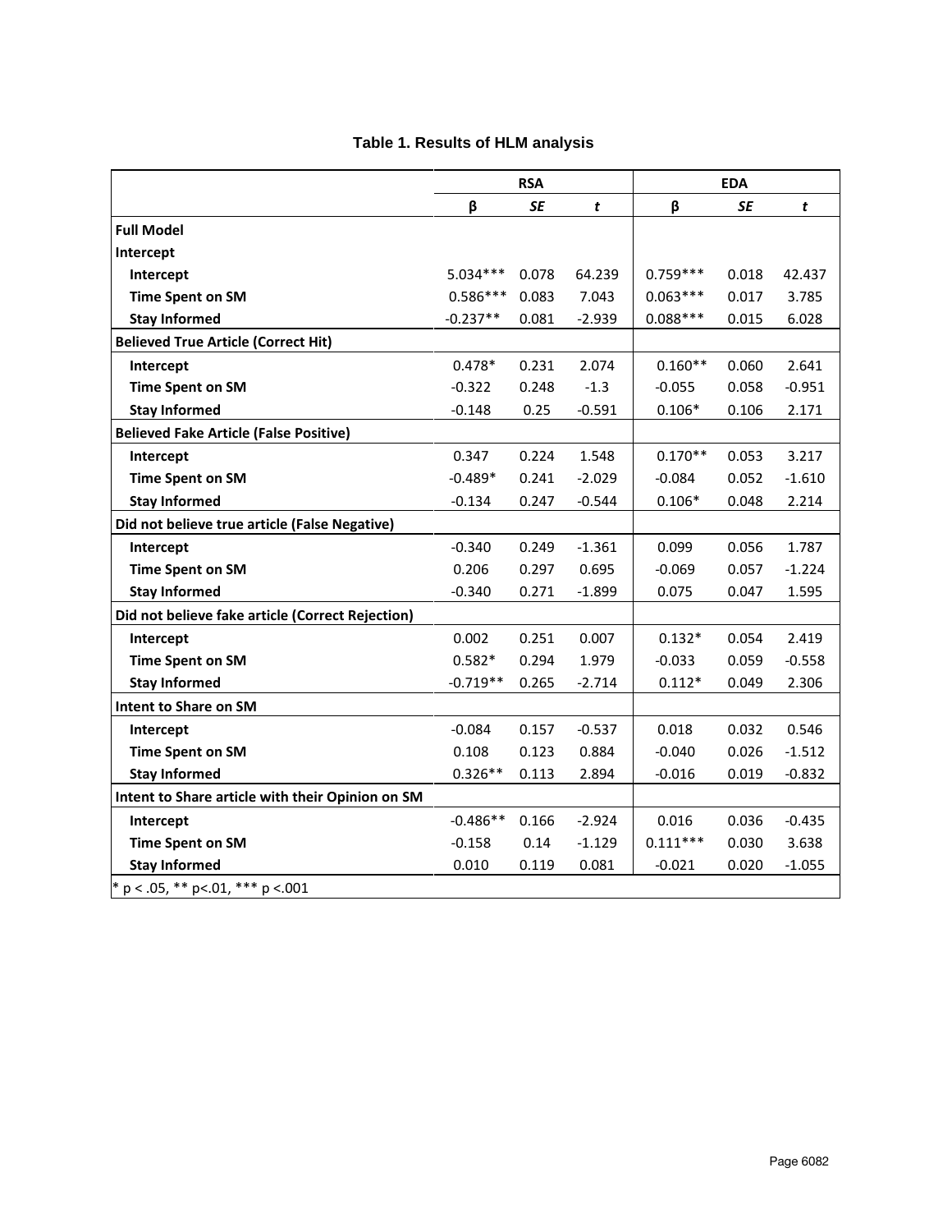**Table 1. Results of HLM analysis**

| | RSA | | | EDA | | |
|---|---|---|---|---|---|---|
| | β | *SE* | *t* | β | *SE* | *t* |
| **Full Model** | | | | | | |
| **Intercept** | | | | | | |
| **Intercept** | 5.034*** | 0.078 | 64.239 | 0.759*** | 0.018 | 42.437 |
| **Time Spent on SM** | 0.586*** | 0.083 | 7.043 | 0.063*** | 0.017 | 3.785 |
| **Stay Informed** | -0.237** | 0.081 | -2.939 | 0.088*** | 0.015 | 6.028 |
| **Believed True Article (Correct Hit)** | | | | | | |
| **Intercept** | 0.478* | 0.231 | 2.074 | 0.160** | 0.060 | 2.641 |
| **Time Spent on SM** | -0.322 | 0.248 | -1.3 | -0.055 | 0.058 | -0.951 |
| **Stay Informed** | -0.148 | 0.25 | -0.591 | 0.106* | 0.106 | 2.171 |
| **Believed Fake Article (False Positive)** | | | | | | |
| **Intercept** | 0.347 | 0.224 | 1.548 | 0.170** | 0.053 | 3.217 |
| **Time Spent on SM** | -0.489* | 0.241 | -2.029 | -0.084 | 0.052 | -1.610 |
| **Stay Informed** | -0.134 | 0.247 | -0.544 | 0.106* | 0.048 | 2.214 |
| **Did not believe true article (False Negative)** | | | | | | |
| **Intercept** | -0.340 | 0.249 | -1.361 | 0.099 | 0.056 | 1.787 |
| **Time Spent on SM** | 0.206 | 0.297 | 0.695 | -0.069 | 0.057 | -1.224 |
| **Stay Informed** | -0.340 | 0.271 | -1.899 | 0.075 | 0.047 | 1.595 |
| **Did not believe fake article (Correct Rejection)** | | | | | | |
| **Intercept** | 0.002 | 0.251 | 0.007 | 0.132* | 0.054 | 2.419 |
| **Time Spent on SM** | 0.582* | 0.294 | 1.979 | -0.033 | 0.059 | -0.558 |
| **Stay Informed** | -0.719** | 0.265 | -2.714 | 0.112* | 0.049 | 2.306 |
| **Intent to Share on SM** | | | | | | |
| **Intercept** | -0.084 | 0.157 | -0.537 | 0.018 | 0.032 | 0.546 |
| **Time Spent on SM** | 0.108 | 0.123 | 0.884 | -0.040 | 0.026 | -1.512 |
| **Stay Informed** | 0.326** | 0.113 | 2.894 | -0.016 | 0.019 | -0.832 |
| **Intent to Share article with their Opinion on SM** | | | | | | |
| **Intercept** | -0.486** | 0.166 | -2.924 | 0.016 | 0.036 | -0.435 |
| **Time Spent on SM** | -0.158 | 0.14 | -1.129 | 0.111*** | 0.030 | 3.638 |
| **Stay Informed** | 0.010 | 0.119 | 0.081 | -0.021 | 0.020 | -1.055 |

* $p < .05$, ** $p < .01$, *** $p < .001$